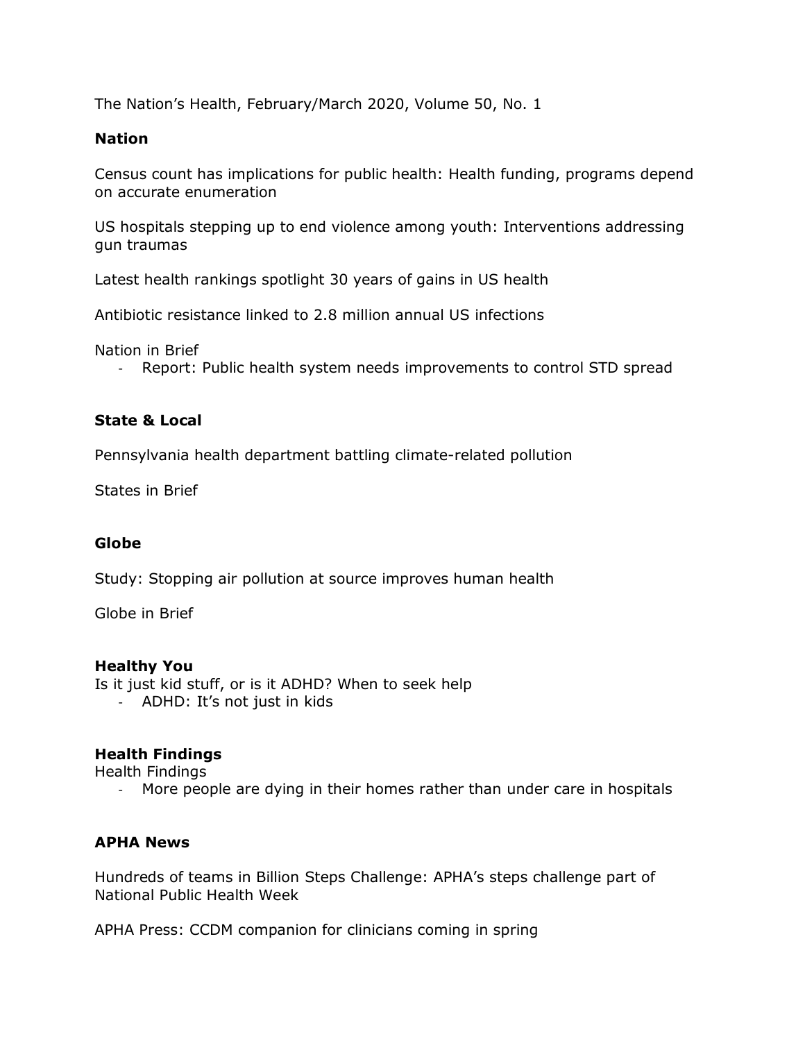The Nation's Health, February/March 2020, Volume 50, No. 1

## Nation

Census count has implications for public health: Health funding, programs depend on accurate enumeration

US hospitals stepping up to end violence among youth: Interventions addressing gun traumas

Latest health rankings spotlight 30 years of gains in US health

Antibiotic resistance linked to 2.8 million annual US infections

Nation in Brief

- Report: Public health system needs improvements to control STD spread

## State & Local

Pennsylvania health department battling climate-related pollution

States in Brief

## Globe

Study: Stopping air pollution at source improves human health

Globe in Brief

## Healthy You

Is it just kid stuff, or is it ADHD? When to seek help

- ADHD: It's not just in kids

## Health Findings

Health Findings

- More people are dying in their homes rather than under care in hospitals

## APHA News

Hundreds of teams in Billion Steps Challenge: APHA's steps challenge part of National Public Health Week

APHA Press: CCDM companion for clinicians coming in spring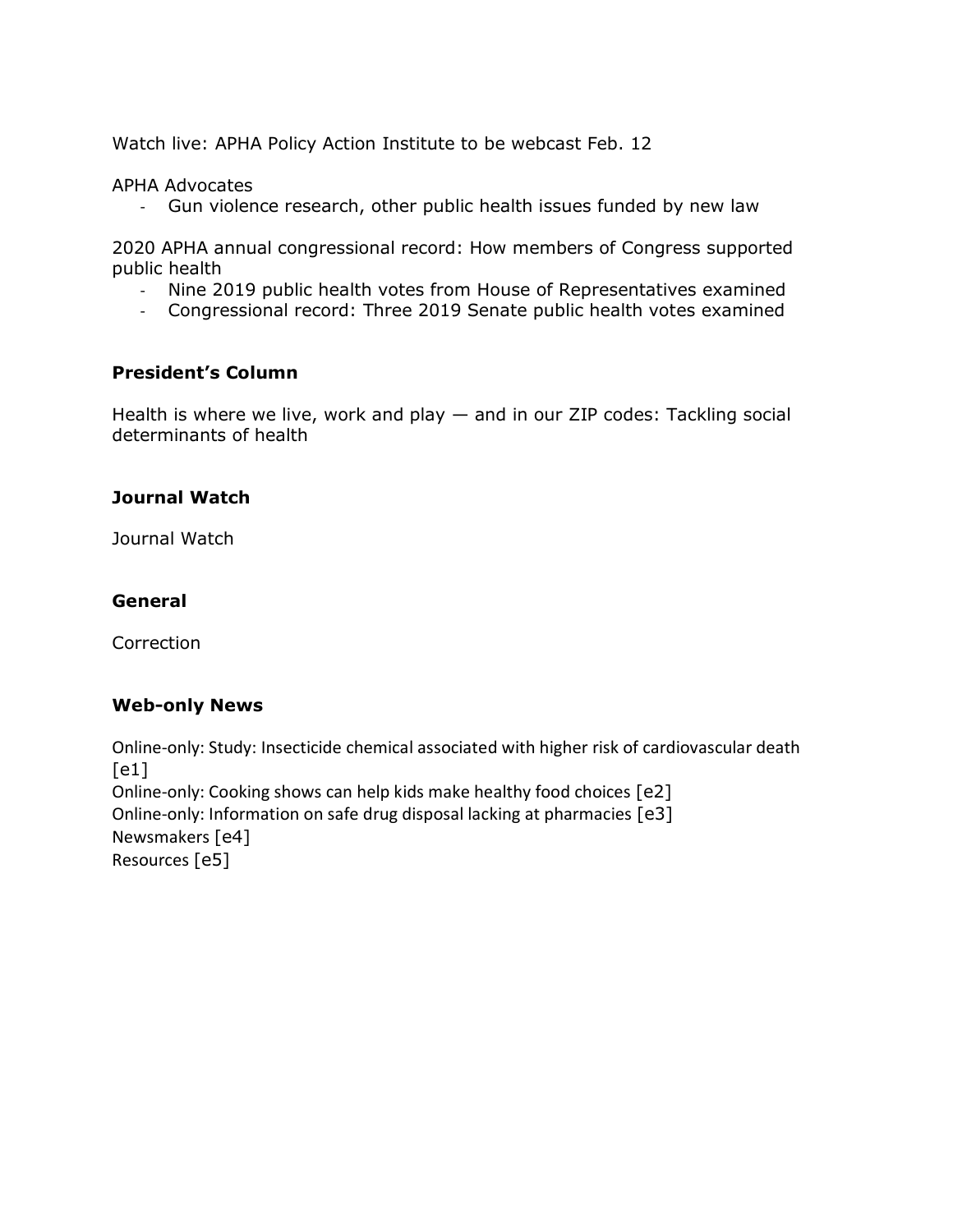Watch live: APHA Policy Action Institute to be webcast Feb. 12

APHA Advocates

- Gun violence research, other public health issues funded by new law

2020 APHA annual congressional record: How members of Congress supported public health

- Nine 2019 public health votes from House of Representatives examined
- Congressional record: Three 2019 Senate public health votes examined

### President's Column

Health is where we live, work and play — and in our ZIP codes: Tackling social determinants of health

### Journal Watch

Journal Watch

### General

Correction

### Web-only News

Online-only: Study: Insecticide chemical associated with higher risk of cardiovascular death [e1]
Online-only: Cooking shows can help kids make healthy food choices [e2]
Online-only: Information on safe drug disposal lacking at pharmacies [e3]
Newsmakers [e4]
Resources [e5]